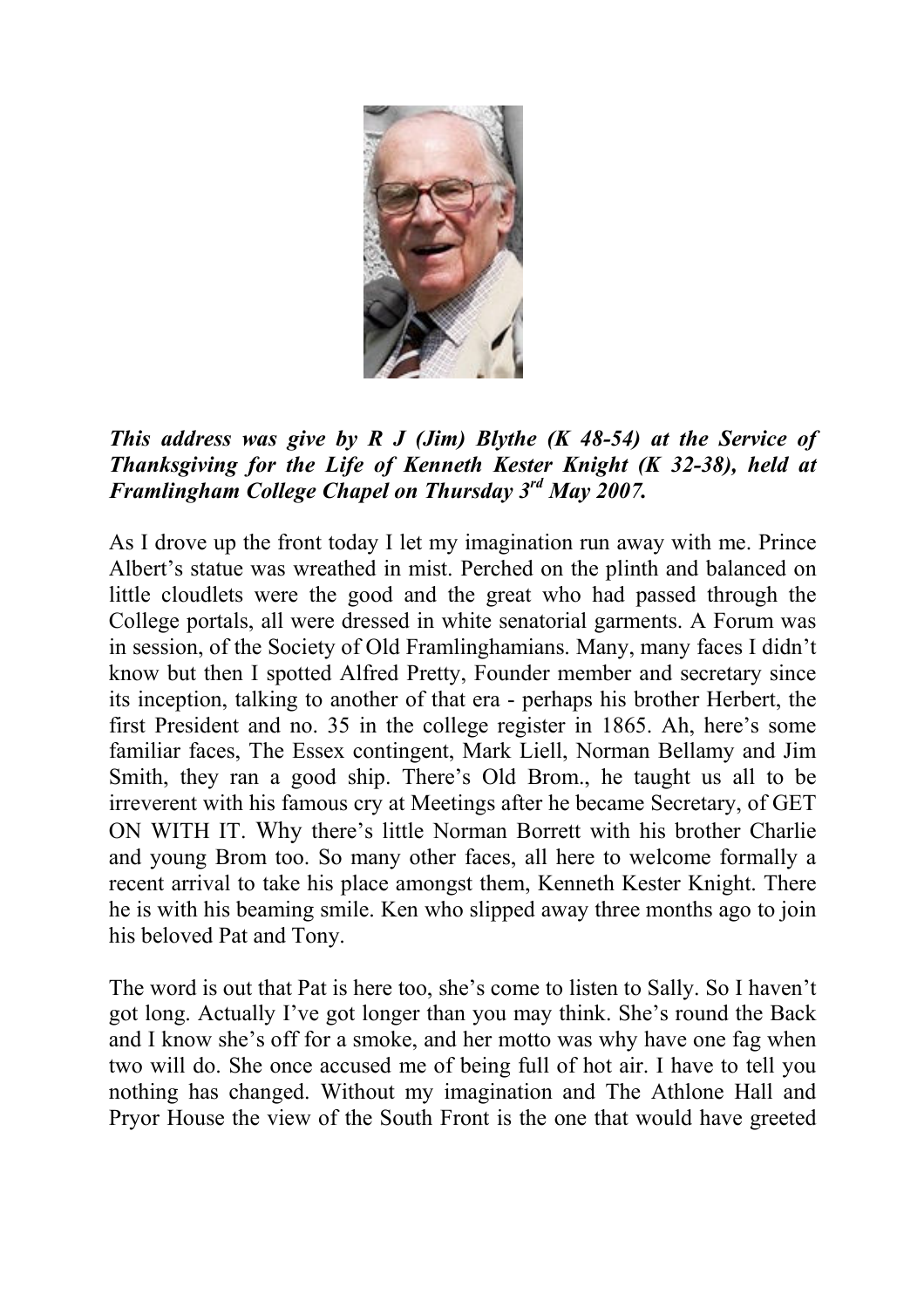***This address was give by R J (Jim) Blythe (K 48-54) at the Service of Thanksgiving for the Life of Kenneth Kester Knight (K 32-38), held at Framlingham College Chapel on Thursday 3rd May 2007.***

As I drove up the front today I let my imagination run away with me. Prince Albert's statue was wreathed in mist. Perched on the plinth and balanced on little cloudlets were the good and the great who had passed through the College portals, all were dressed in white senatorial garments. A Forum was in session, of the Society of Old Framlinghamians. Many, many faces I didn't know but then I spotted Alfred Pretty, Founder member and secretary since its inception, talking to another of that era - perhaps his brother Herbert, the first President and no. 35 in the college register in 1865. Ah, here's some familiar faces, The Essex contingent, Mark Liell, Norman Bellamy and Jim Smith, they ran a good ship. There's Old Brom., he taught us all to be irreverent with his famous cry at Meetings after he became Secretary, of GET ON WITH IT. Why there's little Norman Borrett with his brother Charlie and young Brom too. So many other faces, all here to welcome formally a recent arrival to take his place amongst them, Kenneth Kester Knight. There he is with his beaming smile. Ken who slipped away three months ago to join his beloved Pat and Tony.

The word is out that Pat is here too, she's come to listen to Sally. So I haven't got long. Actually I've got longer than you may think. She's round the Back and I know she's off for a smoke, and her motto was why have one fag when two will do. She once accused me of being full of hot air. I have to tell you nothing has changed. Without my imagination and The Athlone Hall and Pryor House the view of the South Front is the one that would have greeted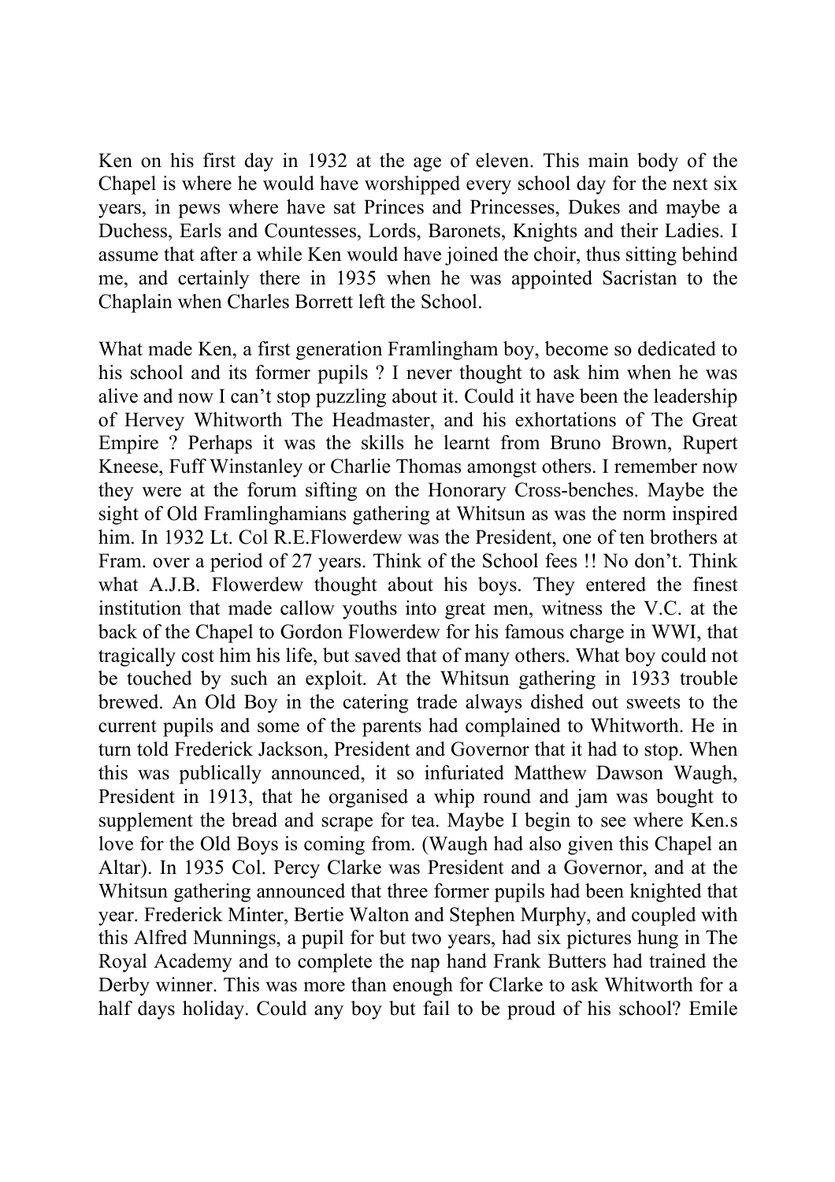Ken on his first day in 1932 at the age of eleven. This main body of the Chapel is where he would have worshipped every school day for the next six years, in pews where have sat Princes and Princesses, Dukes and maybe a Duchess, Earls and Countesses, Lords, Baronets, Knights and their Ladies. I assume that after a while Ken would have joined the choir, thus sitting behind me, and certainly there in 1935 when he was appointed Sacristan to the Chaplain when Charles Borrett left the School.

What made Ken, a first generation Framlingham boy, become so dedicated to his school and its former pupils ? I never thought to ask him when he was alive and now I can't stop puzzling about it. Could it have been the leadership of Hervey Whitworth The Headmaster, and his exhortations of The Great Empire ? Perhaps it was the skills he learnt from Bruno Brown, Rupert Kneese, Fuff Winstanley or Charlie Thomas amongst others. I remember now they were at the forum sifting on the Honorary Cross-benches. Maybe the sight of Old Framlinghamians gathering at Whitsun as was the norm inspired him. In 1932 Lt. Col R.E.Flowerdew was the President, one of ten brothers at Fram. over a period of 27 years. Think of the School fees !! No don't. Think what A.J.B. Flowerdew thought about his boys. They entered the finest institution that made callow youths into great men, witness the V.C. at the back of the Chapel to Gordon Flowerdew for his famous charge in WWI, that tragically cost him his life, but saved that of many others. What boy could not be touched by such an exploit. At the Whitsun gathering in 1933 trouble brewed. An Old Boy in the catering trade always dished out sweets to the current pupils and some of the parents had complained to Whitworth. He in turn told Frederick Jackson, President and Governor that it had to stop. When this was publically announced, it so infuriated Matthew Dawson Waugh, President in 1913, that he organised a whip round and jam was bought to supplement the bread and scrape for tea. Maybe I begin to see where Ken.s love for the Old Boys is coming from. (Waugh had also given this Chapel an Altar). In 1935 Col. Percy Clarke was President and a Governor, and at the Whitsun gathering announced that three former pupils had been knighted that year. Frederick Minter, Bertie Walton and Stephen Murphy, and coupled with this Alfred Munnings, a pupil for but two years, had six pictures hung in The Royal Academy and to complete the nap hand Frank Butters had trained the Derby winner. This was more than enough for Clarke to ask Whitworth for a half days holiday. Could any boy but fail to be proud of his school? Emile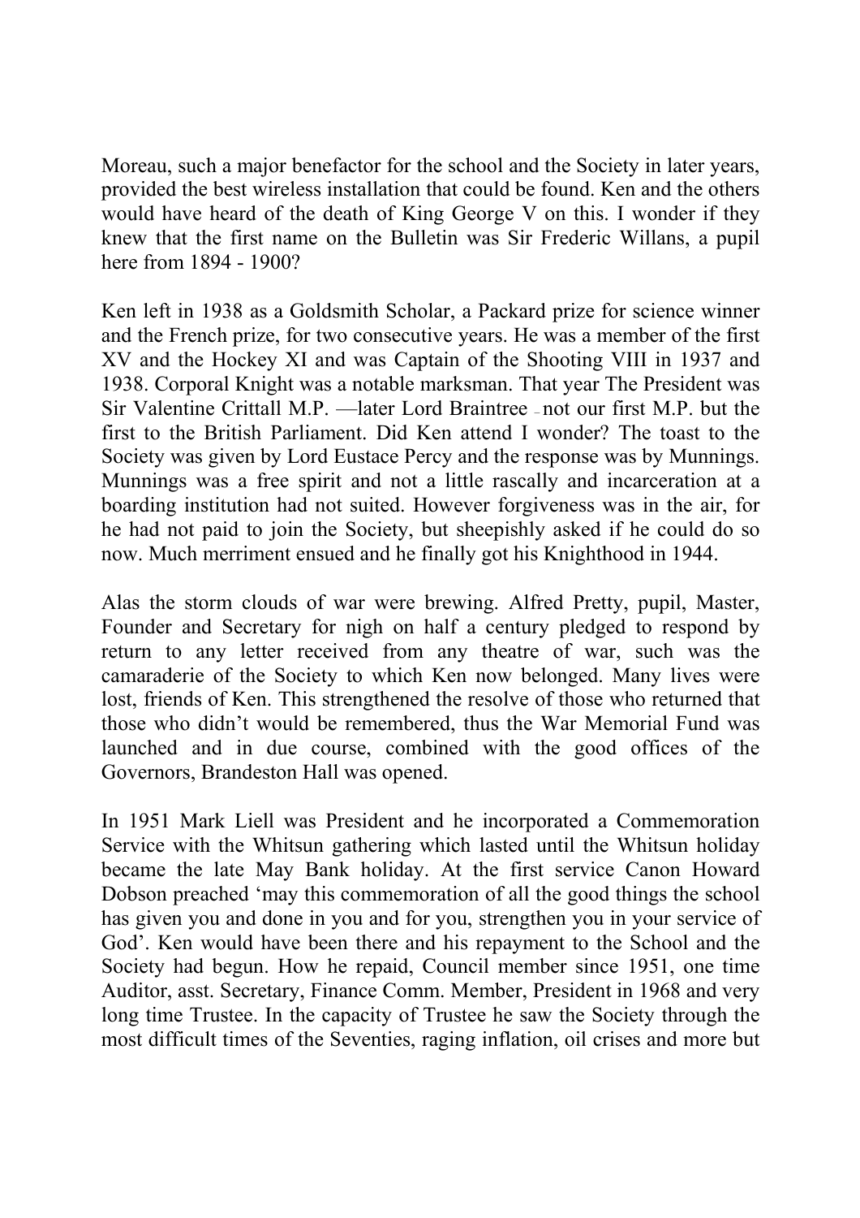Moreau, such a major benefactor for the school and the Society in later years, provided the best wireless installation that could be found. Ken and the others would have heard of the death of King George V on this. I wonder if they knew that the first name on the Bulletin was Sir Frederic Willans, a pupil here from 1894 - 1900?

Ken left in 1938 as a Goldsmith Scholar, a Packard prize for science winner and the French prize, for two consecutive years. He was a member of the first XV and the Hockey XI and was Captain of the Shooting VIII in 1937 and 1938. Corporal Knight was a notable marksman. That year The President was Sir Valentine Crittall M.P. —later Lord Braintree – not our first M.P. but the first to the British Parliament. Did Ken attend I wonder? The toast to the Society was given by Lord Eustace Percy and the response was by Munnings. Munnings was a free spirit and not a little rascally and incarceration at a boarding institution had not suited. However forgiveness was in the air, for he had not paid to join the Society, but sheepishly asked if he could do so now. Much merriment ensued and he finally got his Knighthood in 1944.

Alas the storm clouds of war were brewing. Alfred Pretty, pupil, Master, Founder and Secretary for nigh on half a century pledged to respond by return to any letter received from any theatre of war, such was the camaraderie of the Society to which Ken now belonged. Many lives were lost, friends of Ken. This strengthened the resolve of those who returned that those who didn't would be remembered, thus the War Memorial Fund was launched and in due course, combined with the good offices of the Governors, Brandeston Hall was opened.

In 1951 Mark Liell was President and he incorporated a Commemoration Service with the Whitsun gathering which lasted until the Whitsun holiday became the late May Bank holiday. At the first service Canon Howard Dobson preached 'may this commemoration of all the good things the school has given you and done in you and for you, strengthen you in your service of God'. Ken would have been there and his repayment to the School and the Society had begun. How he repaid, Council member since 1951, one time Auditor, asst. Secretary, Finance Comm. Member, President in 1968 and very long time Trustee. In the capacity of Trustee he saw the Society through the most difficult times of the Seventies, raging inflation, oil crises and more but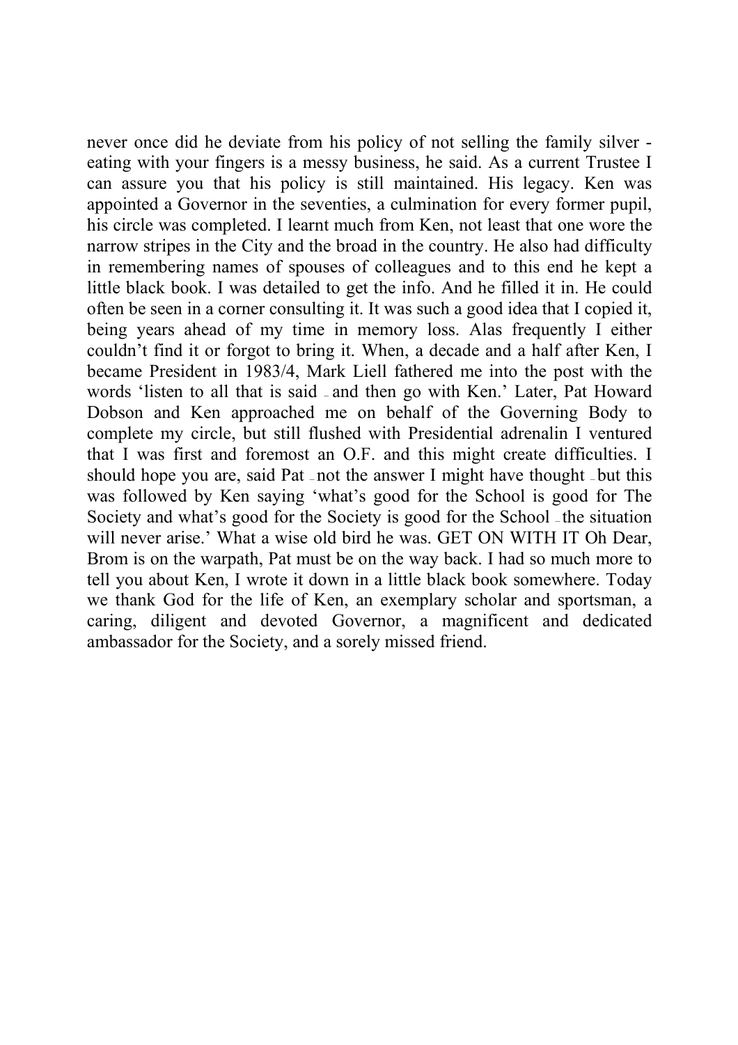never once did he deviate from his policy of not selling the family silver - eating with your fingers is a messy business, he said. As a current Trustee I can assure you that his policy is still maintained. His legacy. Ken was appointed a Governor in the seventies, a culmination for every former pupil, his circle was completed. I learnt much from Ken, not least that one wore the narrow stripes in the City and the broad in the country. He also had difficulty in remembering names of spouses of colleagues and to this end he kept a little black book. I was detailed to get the info. And he filled it in. He could often be seen in a corner consulting it. It was such a good idea that I copied it, being years ahead of my time in memory loss. Alas frequently I either couldn't find it or forgot to bring it. When, a decade and a half after Ken, I became President in 1983/4, Mark Liell fathered me into the post with the words 'listen to all that is said – and then go with Ken.' Later, Pat Howard Dobson and Ken approached me on behalf of the Governing Body to complete my circle, but still flushed with Presidential adrenalin I ventured that I was first and foremost an O.F. and this might create difficulties. I should hope you are, said Pat – not the answer I might have thought – but this was followed by Ken saying 'what's good for the School is good for The Society and what's good for the Society is good for the School – the situation will never arise.' What a wise old bird he was. GET ON WITH IT Oh Dear, Brom is on the warpath, Pat must be on the way back. I had so much more to tell you about Ken, I wrote it down in a little black book somewhere. Today we thank God for the life of Ken, an exemplary scholar and sportsman, a caring, diligent and devoted Governor, a magnificent and dedicated ambassador for the Society, and a sorely missed friend.